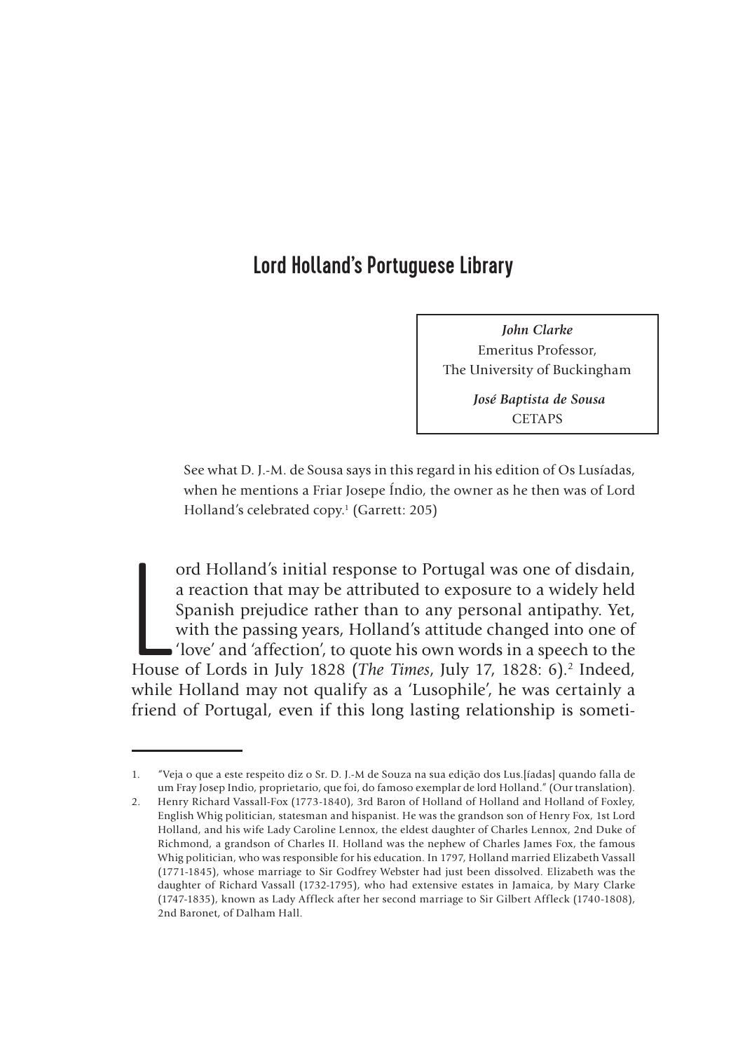# Lord Holland's Portuguese Library

***John Clarke***
Emeritus Professor,
The University of Buckingham

***José Baptista de Sousa***
CETAPS

> See what D. J.-M. de Sousa says in this regard in his edition of Os Lusíadas, when he mentions a Friar Josepe Índio, the owner as he then was of Lord Holland's celebrated copy.[1] (Garrett: 205)

Lord Holland's initial response to Portugal was one of disdain, a reaction that may be attributed to exposure to a widely held Spanish prejudice rather than to any personal antipathy. Yet, with the passing years, Holland's attitude changed into one of 'love' and 'affection', to quote his own words in a speech to the House of Lords in July 1828 (*The Times*, July 17, 1828: 6).[2] Indeed, while Holland may not qualify as a 'Lusophile', he was certainly a friend of Portugal, even if this long lasting relationship is someti-

---

1. "Veja o que a este respeito diz o Sr. D. J.-M de Souza na sua edição dos Lus.[íadas] quando falla de um Fray Josep Indio, proprietario, que foi, do famoso exemplar de lord Holland." (Our translation).
2. Henry Richard Vassall-Fox (1773-1840), 3rd Baron of Holland of Holland and Holland of Foxley, English Whig politician, statesman and hispanist. He was the grandson son of Henry Fox, 1st Lord Holland, and his wife Lady Caroline Lennox, the eldest daughter of Charles Lennox, 2nd Duke of Richmond, a grandson of Charles II. Holland was the nephew of Charles James Fox, the famous Whig politician, who was responsible for his education. In 1797, Holland married Elizabeth Vassall (1771-1845), whose marriage to Sir Godfrey Webster had just been dissolved. Elizabeth was the daughter of Richard Vassall (1732-1795), who had extensive estates in Jamaica, by Mary Clarke (1747-1835), known as Lady Affleck after her second marriage to Sir Gilbert Affleck (1740-1808), 2nd Baronet, of Dalham Hall.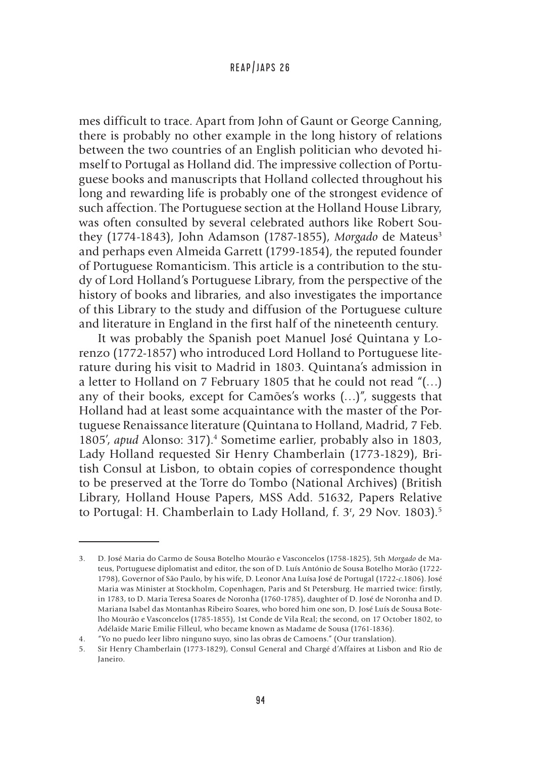mes difficult to trace. Apart from John of Gaunt or George Canning, there is probably no other example in the long history of relations between the two countries of an English politician who devoted himself to Portugal as Holland did. The impressive collection of Portuguese books and manuscripts that Holland collected throughout his long and rewarding life is probably one of the strongest evidence of such affection. The Portuguese section at the Holland House Library, was often consulted by several celebrated authors like Robert Southey (1774-1843), John Adamson (1787-1855), *Morgado* de Mateus[3] and perhaps even Almeida Garrett (1799-1854), the reputed founder of Portuguese Romanticism. This article is a contribution to the study of Lord Holland's Portuguese Library, from the perspective of the history of books and libraries, and also investigates the importance of this Library to the study and diffusion of the Portuguese culture and literature in England in the first half of the nineteenth century.

It was probably the Spanish poet Manuel José Quintana y Lorenzo (1772-1857) who introduced Lord Holland to Portuguese literature during his visit to Madrid in 1803. Quintana's admission in a letter to Holland on 7 February 1805 that he could not read "(…) any of their books, except for Camões's works (…)", suggests that Holland had at least some acquaintance with the master of the Portuguese Renaissance literature (Quintana to Holland, Madrid, 7 Feb. 1805', *apud* Alonso: 317).[4] Sometime earlier, probably also in 1803, Lady Holland requested Sir Henry Chamberlain (1773-1829), British Consul at Lisbon, to obtain copies of correspondence thought to be preserved at the Torre do Tombo (National Archives) (British Library, Holland House Papers, MSS Add. 51632, Papers Relative to Portugal: H. Chamberlain to Lady Holland, f. 3[r], 29 Nov. 1803).[5]

---

3. D. José Maria do Carmo de Sousa Botelho Mourão e Vasconcelos (1758-1825), 5th *Morgado* de Mateus, Portuguese diplomatist and editor, the son of D. Luís António de Sousa Botelho Morão (1722-1798), Governor of São Paulo, by his wife, D. Leonor Ana Luísa José de Portugal (1722-*c.*1806). José Maria was Minister at Stockholm, Copenhagen, Paris and St Petersburg. He married twice: firstly, in 1783, to D. Maria Teresa Soares de Noronha (1760-1785), daughter of D. José de Noronha and D. Mariana Isabel das Montanhas Ribeiro Soares, who bored him one son, D. José Luís de Sousa Botelho Mourão e Vasconcelos (1785-1855), 1st Conde de Vila Real; the second, on 17 October 1802, to Adélaïde Marie Emilie Filleul, who became known as Madame de Sousa (1761-1836).

4. "Yo no puedo leer libro ninguno suyo, sino las obras de Camoens." (Our translation).

5. Sir Henry Chamberlain (1773-1829), Consul General and Chargé d'Affaires at Lisbon and Rio de Janeiro.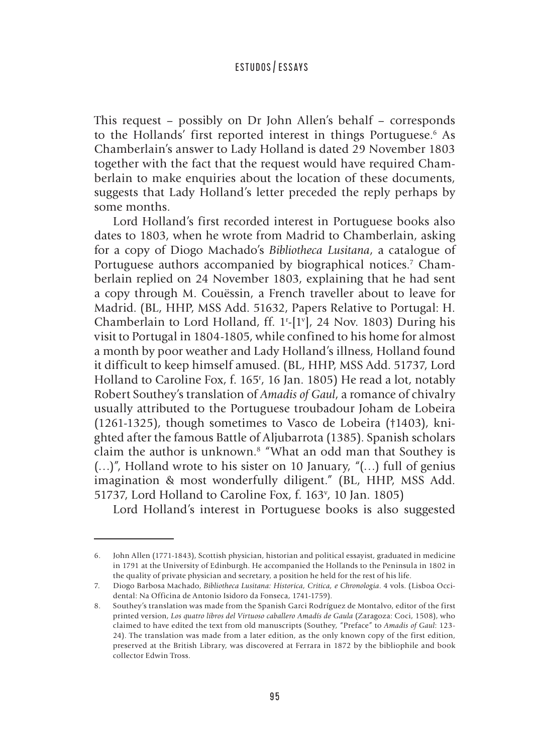This request – possibly on Dr John Allen's behalf – corresponds to the Hollands' first reported interest in things Portuguese.[6] As Chamberlain's answer to Lady Holland is dated 29 November 1803 together with the fact that the request would have required Chamberlain to make enquiries about the location of these documents, suggests that Lady Holland's letter preceded the reply perhaps by some months.

Lord Holland's first recorded interest in Portuguese books also dates to 1803, when he wrote from Madrid to Chamberlain, asking for a copy of Diogo Machado's *Bibliotheca Lusitana*, a catalogue of Portuguese authors accompanied by biographical notices.[7] Chamberlain replied on 24 November 1803, explaining that he had sent a copy through M. Couëssin, a French traveller about to leave for Madrid. (BL, HHP, MSS Add. 51632, Papers Relative to Portugal: H. Chamberlain to Lord Holland, ff. 1r-[1v], 24 Nov. 1803) During his visit to Portugal in 1804-1805, while confined to his home for almost a month by poor weather and Lady Holland's illness, Holland found it difficult to keep himself amused. (BL, HHP, MSS Add. 51737, Lord Holland to Caroline Fox, f. 165r, 16 Jan. 1805) He read a lot, notably Robert Southey's translation of *Amadis of Gaul*, a romance of chivalry usually attributed to the Portuguese troubadour Joham de Lobeira (1261-1325), though sometimes to Vasco de Lobeira (†1403), knighted after the famous Battle of Aljubarrota (1385). Spanish scholars claim the author is unknown.[8] "What an odd man that Southey is (…)", Holland wrote to his sister on 10 January, "(…) full of genius imagination & most wonderfully diligent." (BL, HHP, MSS Add. 51737, Lord Holland to Caroline Fox, f. 163v, 10 Jan. 1805)

Lord Holland's interest in Portuguese books is also suggested

---

6. John Allen (1771-1843), Scottish physician, historian and political essayist, graduated in medicine in 1791 at the University of Edinburgh. He accompanied the Hollands to the Peninsula in 1802 in the quality of private physician and secretary, a position he held for the rest of his life.

7. Diogo Barbosa Machado, *Bibliotheca Lusitana: Historica, Critica, e Chronologia*. 4 vols. (Lisboa Occidental: Na Officina de Antonio Isidoro da Fonseca, 1741-1759).

8. Southey's translation was made from the Spanish Garci Rodríguez de Montalvo, editor of the first printed version, *Los quatro libros del Virtuoso caballero Amadís de Gaula* (Zaragoza: Coci, 1508), who claimed to have edited the text from old manuscripts (Southey, "Preface" to *Amadis of Gaul*: 123-24). The translation was made from a later edition, as the only known copy of the first edition, preserved at the British Library, was discovered at Ferrara in 1872 by the bibliophile and book collector Edwin Tross.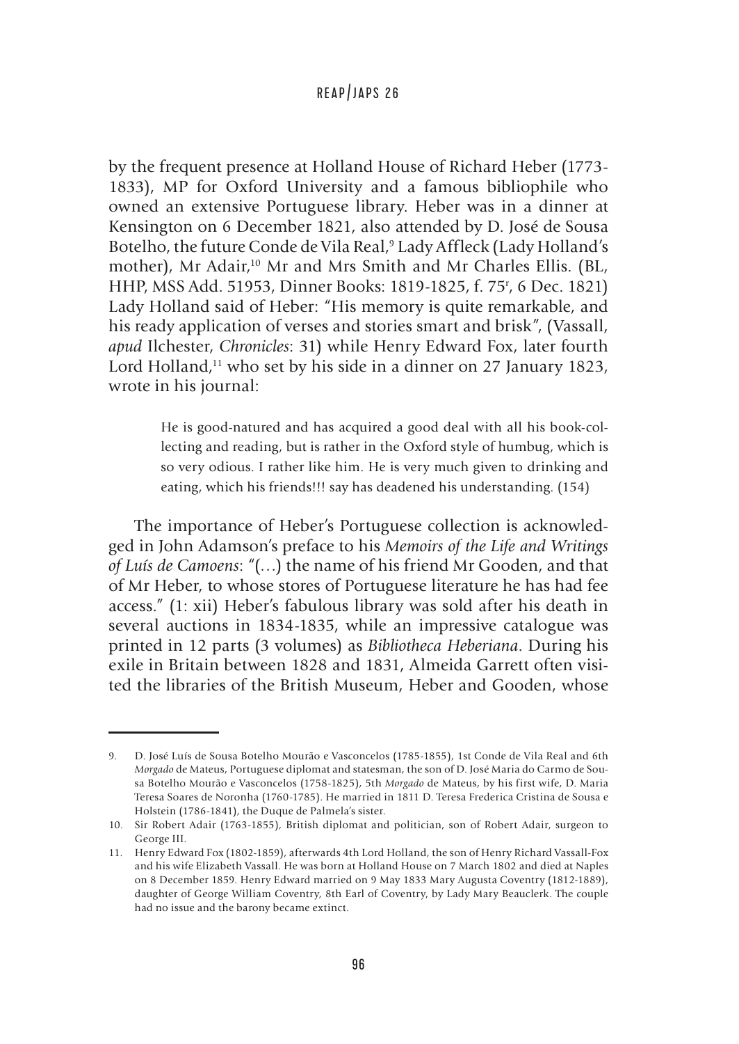by the frequent presence at Holland House of Richard Heber (1773-1833), MP for Oxford University and a famous bibliophile who owned an extensive Portuguese library. Heber was in a dinner at Kensington on 6 December 1821, also attended by D. José de Sousa Botelho, the future Conde de Vila Real,[9] Lady Affleck (Lady Holland's mother), Mr Adair,[10] Mr and Mrs Smith and Mr Charles Ellis. (BL, HHP, MSS Add. 51953, Dinner Books: 1819-1825, f. 75r, 6 Dec. 1821) Lady Holland said of Heber: "His memory is quite remarkable, and his ready application of verses and stories smart and brisk", (Vassall, *apud* Ilchester, *Chronicles*: 31) while Henry Edward Fox, later fourth Lord Holland,[11] who set by his side in a dinner on 27 January 1823, wrote in his journal:

> He is good-natured and has acquired a good deal with all his book-collecting and reading, but is rather in the Oxford style of humbug, which is so very odious. I rather like him. He is very much given to drinking and eating, which his friends!!! say has deadened his understanding. (154)

The importance of Heber's Portuguese collection is acknowledged in John Adamson's preface to his *Memoirs of the Life and Writings of Luís de Camoens*: "(…) the name of his friend Mr Gooden, and that of Mr Heber, to whose stores of Portuguese literature he has had fee access." (1: xii) Heber's fabulous library was sold after his death in several auctions in 1834-1835, while an impressive catalogue was printed in 12 parts (3 volumes) as *Bibliotheca Heberiana*. During his exile in Britain between 1828 and 1831, Almeida Garrett often visited the libraries of the British Museum, Heber and Gooden, whose

---

9. D. José Luís de Sousa Botelho Mourão e Vasconcelos (1785-1855), 1st Conde de Vila Real and 6th *Morgado* de Mateus, Portuguese diplomat and statesman, the son of D. José Maria do Carmo de Sousa Botelho Mourão e Vasconcelos (1758-1825), 5th *Morgado* de Mateus, by his first wife, D. Maria Teresa Soares de Noronha (1760-1785). He married in 1811 D. Teresa Frederica Cristina de Sousa e Holstein (1786-1841), the Duque de Palmela's sister.

10. Sir Robert Adair (1763-1855), British diplomat and politician, son of Robert Adair, surgeon to George III.

11. Henry Edward Fox (1802-1859), afterwards 4th Lord Holland, the son of Henry Richard Vassall-Fox and his wife Elizabeth Vassall. He was born at Holland House on 7 March 1802 and died at Naples on 8 December 1859. Henry Edward married on 9 May 1833 Mary Augusta Coventry (1812-1889), daughter of George William Coventry, 8th Earl of Coventry, by Lady Mary Beauclerk. The couple had no issue and the barony became extinct.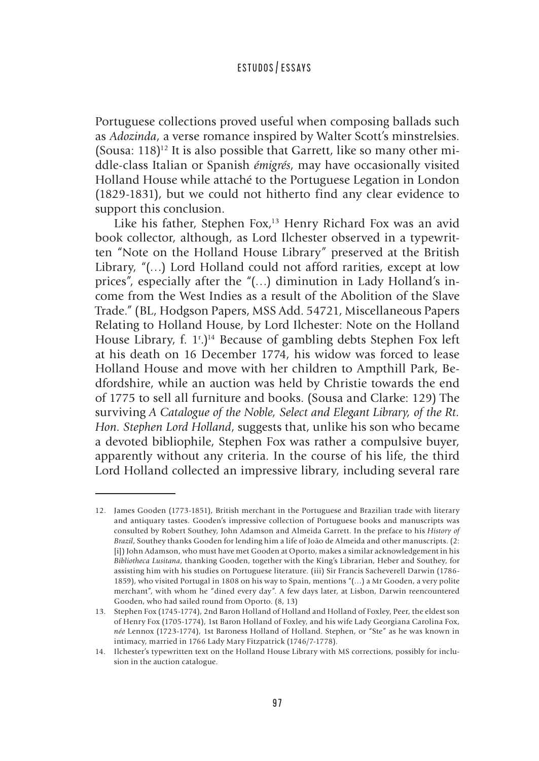Portuguese collections proved useful when composing ballads such as *Adozinda*, a verse romance inspired by Walter Scott's minstrelsies. (Sousa: 118)[12] It is also possible that Garrett, like so many other middle-class Italian or Spanish *émigrés*, may have occasionally visited Holland House while attaché to the Portuguese Legation in London (1829-1831), but we could not hitherto find any clear evidence to support this conclusion.

Like his father, Stephen Fox,[13] Henry Richard Fox was an avid book collector, although, as Lord Ilchester observed in a typewritten "Note on the Holland House Library" preserved at the British Library, "(…) Lord Holland could not afford rarities, except at low prices", especially after the "(…) diminution in Lady Holland's income from the West Indies as a result of the Abolition of the Slave Trade." (BL, Hodgson Papers, MSS Add. 54721, Miscellaneous Papers Relating to Holland House, by Lord Ilchester: Note on the Holland House Library, f. 1r.)[14] Because of gambling debts Stephen Fox left at his death on 16 December 1774, his widow was forced to lease Holland House and move with her children to Ampthill Park, Bedfordshire, while an auction was held by Christie towards the end of 1775 to sell all furniture and books. (Sousa and Clarke: 129) The surviving *A Catalogue of the Noble, Select and Elegant Library, of the Rt. Hon. Stephen Lord Holland*, suggests that, unlike his son who became a devoted bibliophile, Stephen Fox was rather a compulsive buyer, apparently without any criteria. In the course of his life, the third Lord Holland collected an impressive library, including several rare

---

12. James Gooden (1773-1851), British merchant in the Portuguese and Brazilian trade with literary and antiquary tastes. Gooden's impressive collection of Portuguese books and manuscripts was consulted by Robert Southey, John Adamson and Almeida Garrett. In the preface to his *History of Brazil*, Southey thanks Gooden for lending him a life of João de Almeida and other manuscripts. (2: [i]) John Adamson, who must have met Gooden at Oporto, makes a similar acknowledgement in his *Bibliotheca Lusitana*, thanking Gooden, together with the King's Librarian, Heber and Southey, for assisting him with his studies on Portuguese literature. (iii) Sir Francis Sacheverell Darwin (1786-1859), who visited Portugal in 1808 on his way to Spain, mentions "(…) a Mr Gooden, a very polite merchant", with whom he "dined every day". A few days later, at Lisbon, Darwin reencountered Gooden, who had sailed round from Oporto. (8, 13)

13. Stephen Fox (1745-1774), 2nd Baron Holland of Holland and Holland of Foxley, Peer, the eldest son of Henry Fox (1705-1774), 1st Baron Holland of Foxley, and his wife Lady Georgiana Carolina Fox, *née* Lennox (1723-1774), 1st Baroness Holland of Holland. Stephen, or "Ste" as he was known in intimacy, married in 1766 Lady Mary Fitzpatrick (1746/7-1778).

14. Ilchester's typewritten text on the Holland House Library with MS corrections, possibly for inclusion in the auction catalogue.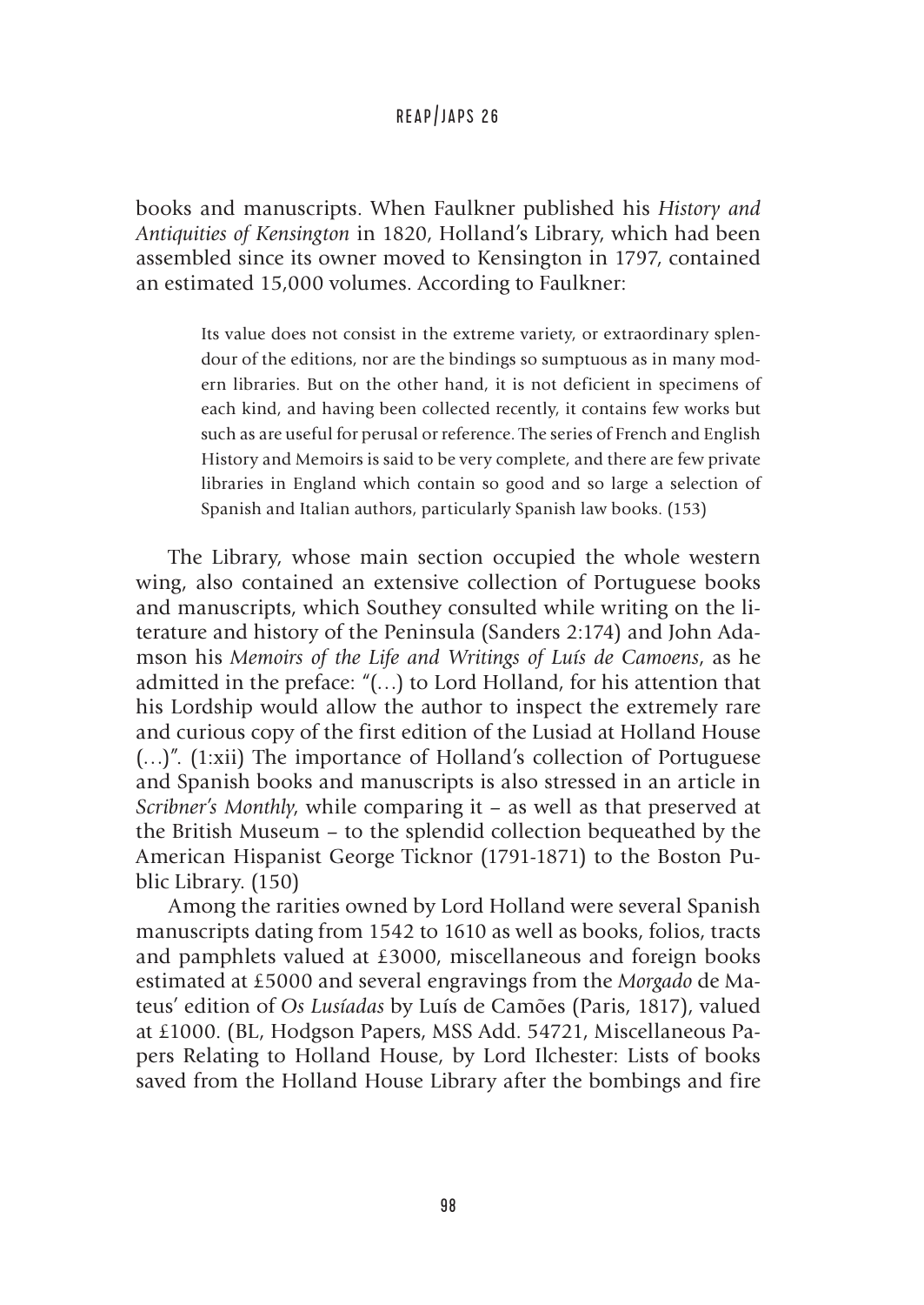books and manuscripts. When Faulkner published his *History and Antiquities of Kensington* in 1820, Holland's Library, which had been assembled since its owner moved to Kensington in 1797, contained an estimated 15,000 volumes. According to Faulkner:

> Its value does not consist in the extreme variety, or extraordinary splendour of the editions, nor are the bindings so sumptuous as in many modern libraries. But on the other hand, it is not deficient in specimens of each kind, and having been collected recently, it contains few works but such as are useful for perusal or reference. The series of French and English History and Memoirs is said to be very complete, and there are few private libraries in England which contain so good and so large a selection of Spanish and Italian authors, particularly Spanish law books. (153)

The Library, whose main section occupied the whole western wing, also contained an extensive collection of Portuguese books and manuscripts, which Southey consulted while writing on the literature and history of the Peninsula (Sanders 2:174) and John Adamson his *Memoirs of the Life and Writings of Luís de Camoens*, as he admitted in the preface: "(…) to Lord Holland, for his attention that his Lordship would allow the author to inspect the extremely rare and curious copy of the first edition of the Lusiad at Holland House (…)". (1:xii) The importance of Holland's collection of Portuguese and Spanish books and manuscripts is also stressed in an article in *Scribner's Monthly*, while comparing it – as well as that preserved at the British Museum – to the splendid collection bequeathed by the American Hispanist George Ticknor (1791-1871) to the Boston Public Library. (150)

Among the rarities owned by Lord Holland were several Spanish manuscripts dating from 1542 to 1610 as well as books, folios, tracts and pamphlets valued at £3000, miscellaneous and foreign books estimated at £5000 and several engravings from the *Morgado* de Mateus' edition of *Os Lusíadas* by Luís de Camões (Paris, 1817), valued at £1000. (BL, Hodgson Papers, MSS Add. 54721, Miscellaneous Papers Relating to Holland House, by Lord Ilchester: Lists of books saved from the Holland House Library after the bombings and fire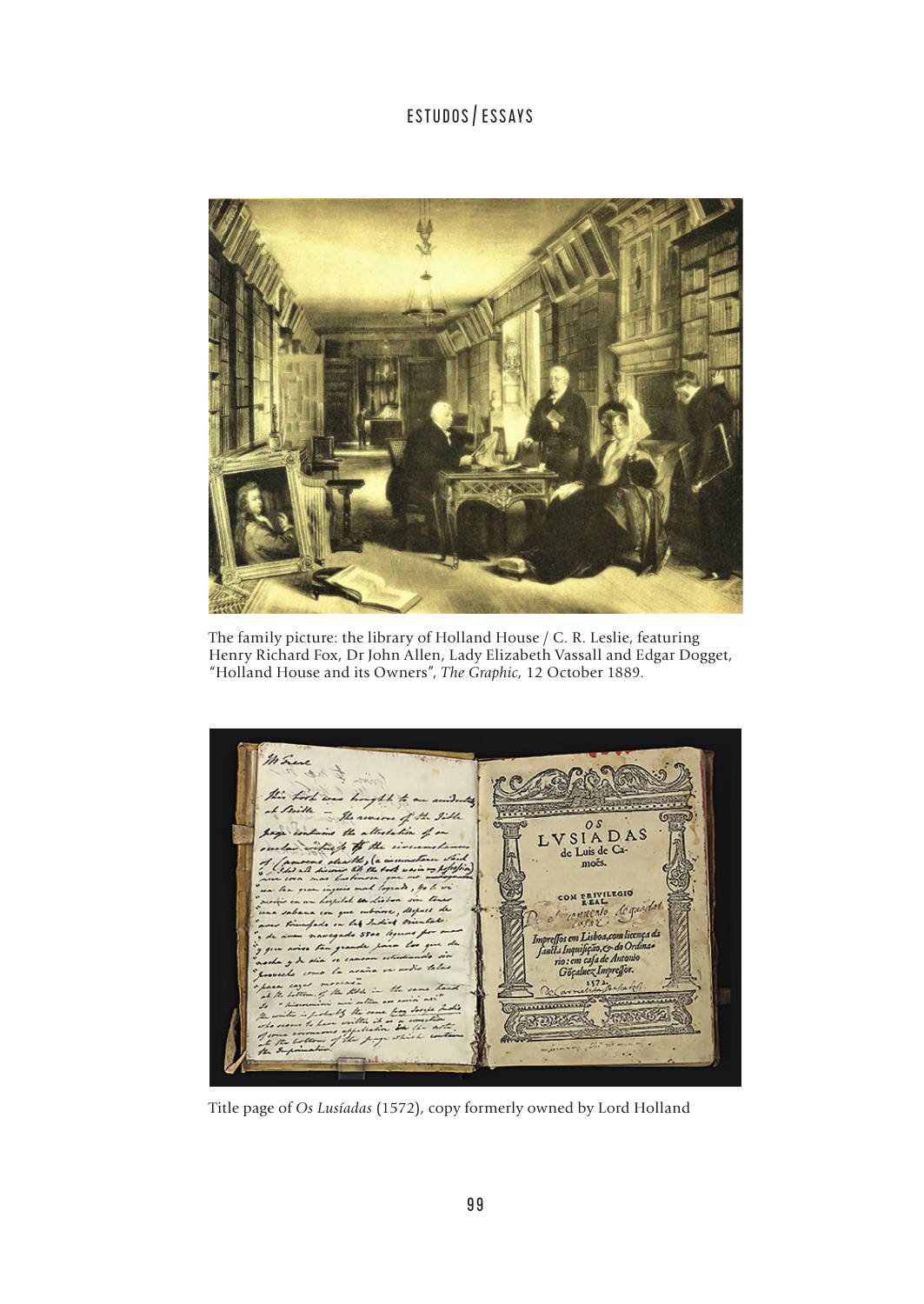The family picture: the library of Holland House / C. R. Leslie, featuring Henry Richard Fox, Dr John Allen, Lady Elizabeth Vassall and Edgar Dogget, "Holland House and its Owners", *The Graphic*, 12 October 1889.

Title page of *Os Lusíadas* (1572), copy formerly owned by Lord Holland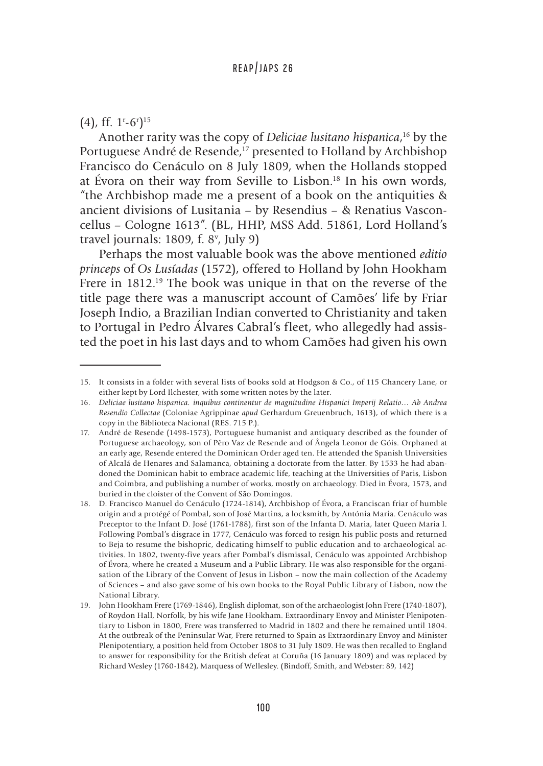(4), ff. 1r-6r)[15]

Another rarity was the copy of *Deliciae lusitano hispanica*,[16] by the Portuguese André de Resende,[17] presented to Holland by Archbishop Francisco do Cenáculo on 8 July 1809, when the Hollands stopped at Évora on their way from Seville to Lisbon.[18] In his own words, "the Archbishop made me a present of a book on the antiquities & ancient divisions of Lusitania – by Resendius – & Renatius Vasconcellus – Cologne 1613". (BL, HHP, MSS Add. 51861, Lord Holland's travel journals: 1809, f. 8v, July 9)

Perhaps the most valuable book was the above mentioned *editio princeps* of *Os Lusíadas* (1572), offered to Holland by John Hookham Frere in 1812.[19] The book was unique in that on the reverse of the title page there was a manuscript account of Camões' life by Friar Joseph Indio, a Brazilian Indian converted to Christianity and taken to Portugal in Pedro Álvares Cabral's fleet, who allegedly had assisted the poet in his last days and to whom Camões had given his own

---

15. It consists in a folder with several lists of books sold at Hodgson & Co., of 115 Chancery Lane, or either kept by Lord Ilchester, with some written notes by the later.

16. *Deliciae lusitano hispanica. inquibus continentur de magnitudine Hispanici Imperij Relatio… Ab Andrea Resendio Collectae* (Coloniae Agrippinae *apud* Gerhardum Greuenbruch, 1613), of which there is a copy in the Biblioteca Nacional (RES. 715 P.).

17. André de Resende (1498-1573), Portuguese humanist and antiquary described as the founder of Portuguese archaeology, son of Pêro Vaz de Resende and of Ângela Leonor de Góis. Orphaned at an early age, Resende entered the Dominican Order aged ten. He attended the Spanish Universities of Alcalá de Henares and Salamanca, obtaining a doctorate from the latter. By 1533 he had abandoned the Dominican habit to embrace academic life, teaching at the Universities of Paris, Lisbon and Coimbra, and publishing a number of works, mostly on archaeology. Died in Évora, 1573, and buried in the cloister of the Convent of São Domingos.

18. D. Francisco Manuel do Cenáculo (1724-1814), Archbishop of Évora, a Franciscan friar of humble origin and a protégé of Pombal, son of José Martins, a locksmith, by Antónia Maria. Cenáculo was Preceptor to the Infant D. José (1761-1788), first son of the Infanta D. Maria, later Queen Maria I. Following Pombal's disgrace in 1777, Cenáculo was forced to resign his public posts and returned to Beja to resume the bishopric, dedicating himself to public education and to archaeological activities. In 1802, twenty-five years after Pombal's dismissal, Cenáculo was appointed Archbishop of Évora, where he created a Museum and a Public Library. He was also responsible for the organisation of the Library of the Convent of Jesus in Lisbon – now the main collection of the Academy of Sciences – and also gave some of his own books to the Royal Public Library of Lisbon, now the National Library.

19. John Hookham Frere (1769-1846), English diplomat, son of the archaeologist John Frere (1740-1807), of Roydon Hall, Norfolk, by his wife Jane Hookham. Extraordinary Envoy and Minister Plenipotentiary to Lisbon in 1800, Frere was transferred to Madrid in 1802 and there he remained until 1804. At the outbreak of the Peninsular War, Frere returned to Spain as Extraordinary Envoy and Minister Plenipotentiary, a position held from October 1808 to 31 July 1809. He was then recalled to England to answer for responsibility for the British defeat at Coruña (16 January 1809) and was replaced by Richard Wesley (1760-1842), Marquess of Wellesley. (Bindoff, Smith, and Webster: 89, 142)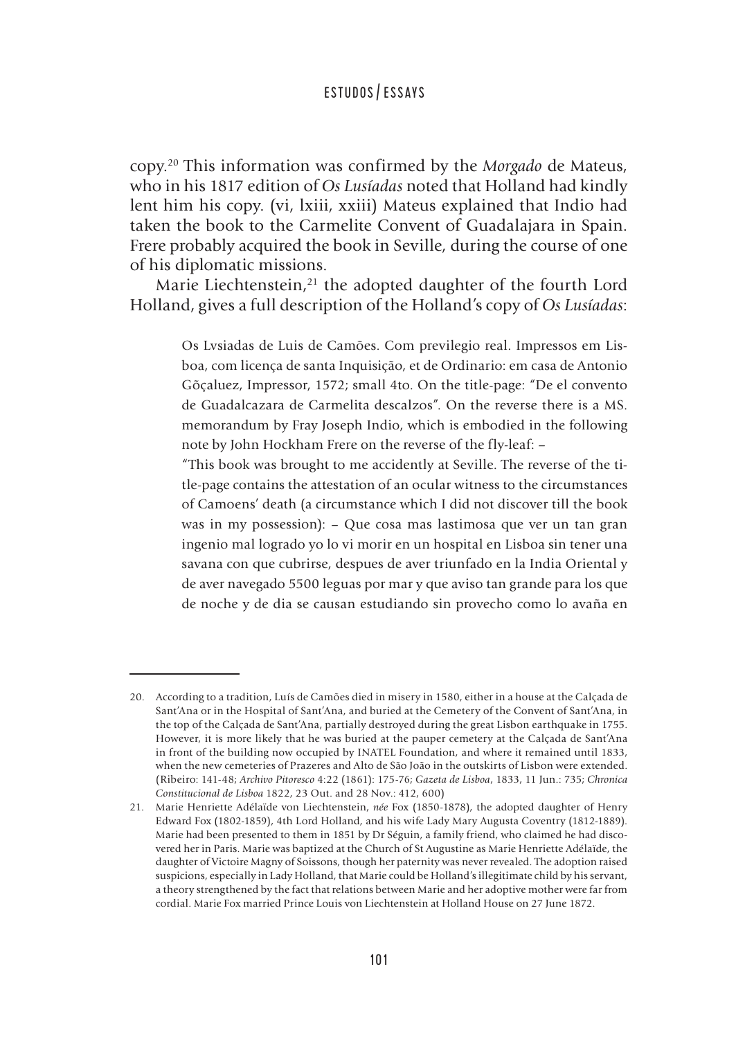copy.[20] This information was confirmed by the *Morgado* de Mateus, who in his 1817 edition of *Os Lusíadas* noted that Holland had kindly lent him his copy. (vi, lxiii, xxiii) Mateus explained that Indio had taken the book to the Carmelite Convent of Guadalajara in Spain. Frere probably acquired the book in Seville, during the course of one of his diplomatic missions.

Marie Liechtenstein,[21] the adopted daughter of the fourth Lord Holland, gives a full description of the Holland's copy of *Os Lusíadas*:

> Os Lvsiadas de Luis de Camões. Com previlegio real. Impressos em Lisboa, com licença de santa Inquisição, et de Ordinario: em casa de Antonio Gõçaluez, Impressor, 1572; small 4to. On the title-page: "De el convento de Guadalcazara de Carmelita descalzos". On the reverse there is a MS. memorandum by Fray Joseph Indio, which is embodied in the following note by John Hockham Frere on the reverse of the fly-leaf: –
>
> "This book was brought to me accidently at Seville. The reverse of the title-page contains the attestation of an ocular witness to the circumstances of Camoens' death (a circumstance which I did not discover till the book was in my possession): – Que cosa mas lastimosa que ver un tan gran ingenio mal logrado yo lo vi morir en un hospital en Lisboa sin tener una savana con que cubrirse, despues de aver triunfado en la India Oriental y de aver navegado 5500 leguas por mar y que aviso tan grande para los que de noche y de dia se causan estudiando sin provecho como lo avaña en

---

20. According to a tradition, Luís de Camões died in misery in 1580, either in a house at the Calçada de Sant'Ana or in the Hospital of Sant'Ana, and buried at the Cemetery of the Convent of Sant'Ana, in the top of the Calçada de Sant'Ana, partially destroyed during the great Lisbon earthquake in 1755. However, it is more likely that he was buried at the pauper cemetery at the Calçada de Sant'Ana in front of the building now occupied by INATEL Foundation, and where it remained until 1833, when the new cemeteries of Prazeres and Alto de São João in the outskirts of Lisbon were extended. (Ribeiro: 141-48; *Archivo Pitoresco* 4:22 (1861): 175-76; *Gazeta de Lisboa*, 1833, 11 Jun.: 735; *Chronica Constitucional de Lisboa* 1822, 23 Out. and 28 Nov.: 412, 600)

21. Marie Henriette Adélaïde von Liechtenstein, *née* Fox (1850-1878), the adopted daughter of Henry Edward Fox (1802-1859), 4th Lord Holland, and his wife Lady Mary Augusta Coventry (1812-1889). Marie had been presented to them in 1851 by Dr Séguin, a family friend, who claimed he had discovered her in Paris. Marie was baptized at the Church of St Augustine as Marie Henriette Adélaïde, the daughter of Victoire Magny of Soissons, though her paternity was never revealed. The adoption raised suspicions, especially in Lady Holland, that Marie could be Holland's illegitimate child by his servant, a theory strengthened by the fact that relations between Marie and her adoptive mother were far from cordial. Marie Fox married Prince Louis von Liechtenstein at Holland House on 27 June 1872.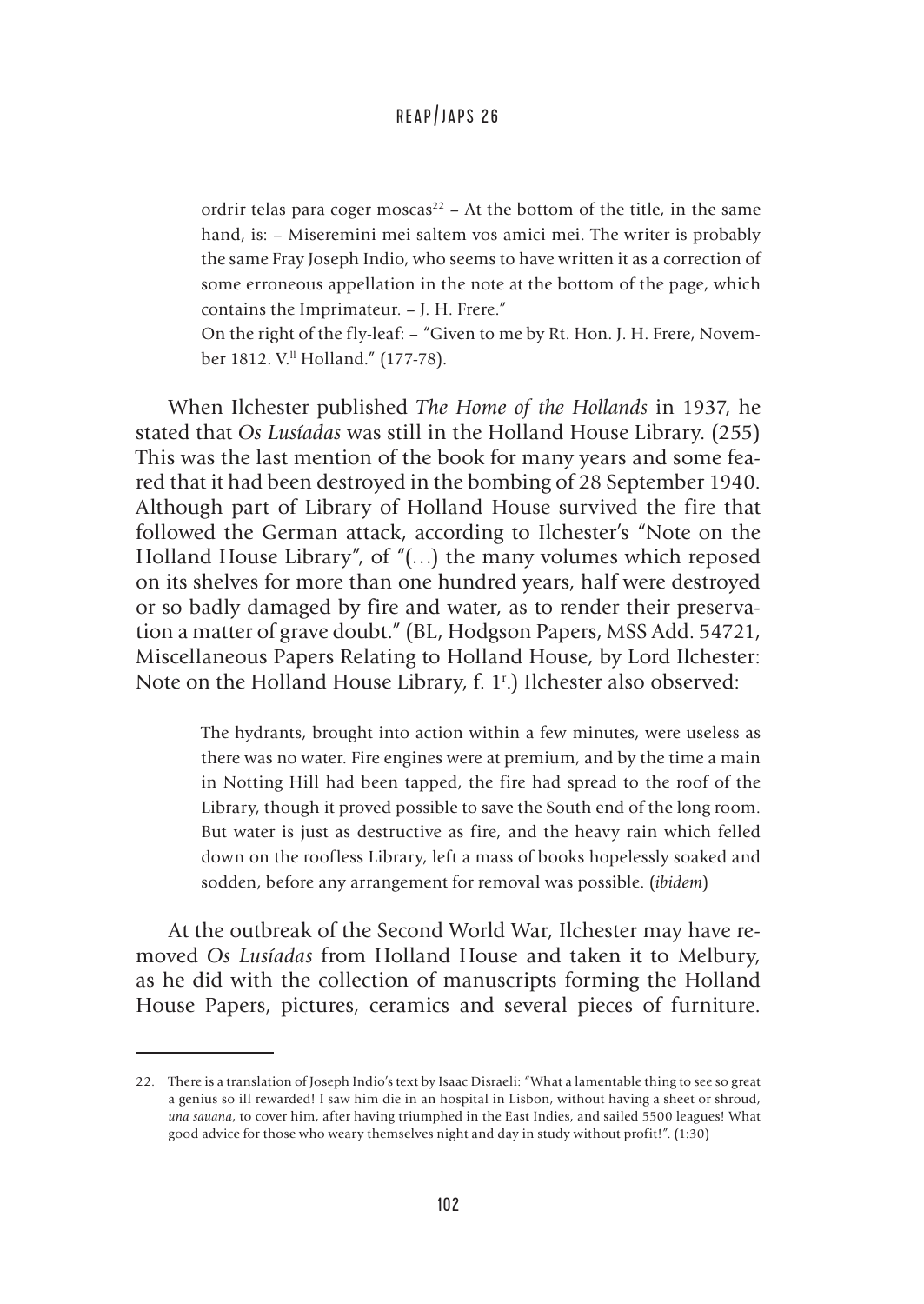> ordrir telas para coger moscas[22] – At the bottom of the title, in the same hand, is: – Miseremini mei saltem vos amici mei. The writer is probably the same Fray Joseph Indio, who seems to have written it as a correction of some erroneous appellation in the note at the bottom of the page, which contains the Imprimateur. – J. H. Frere."
>
> On the right of the fly-leaf: – "Given to me by Rt. Hon. J. H. Frere, November 1812. V.ll Holland." (177-78).

When Ilchester published *The Home of the Hollands* in 1937, he stated that *Os Lusíadas* was still in the Holland House Library. (255) This was the last mention of the book for many years and some feared that it had been destroyed in the bombing of 28 September 1940. Although part of Library of Holland House survived the fire that followed the German attack, according to Ilchester's "Note on the Holland House Library", of "(…) the many volumes which reposed on its shelves for more than one hundred years, half were destroyed or so badly damaged by fire and water, as to render their preservation a matter of grave doubt." (BL, Hodgson Papers, MSS Add. 54721, Miscellaneous Papers Relating to Holland House, by Lord Ilchester: Note on the Holland House Library, f. 1r.) Ilchester also observed:

> The hydrants, brought into action within a few minutes, were useless as there was no water. Fire engines were at premium, and by the time a main in Notting Hill had been tapped, the fire had spread to the roof of the Library, though it proved possible to save the South end of the long room. But water is just as destructive as fire, and the heavy rain which felled down on the roofless Library, left a mass of books hopelessly soaked and sodden, before any arrangement for removal was possible. (*ibidem*)

At the outbreak of the Second World War, Ilchester may have removed *Os Lusíadas* from Holland House and taken it to Melbury, as he did with the collection of manuscripts forming the Holland House Papers, pictures, ceramics and several pieces of furniture.

---

22. There is a translation of Joseph Indio's text by Isaac Disraeli: "What a lamentable thing to see so great a genius so ill rewarded! I saw him die in an hospital in Lisbon, without having a sheet or shroud, *una sauana*, to cover him, after having triumphed in the East Indies, and sailed 5500 leagues! What good advice for those who weary themselves night and day in study without profit!". (1:30)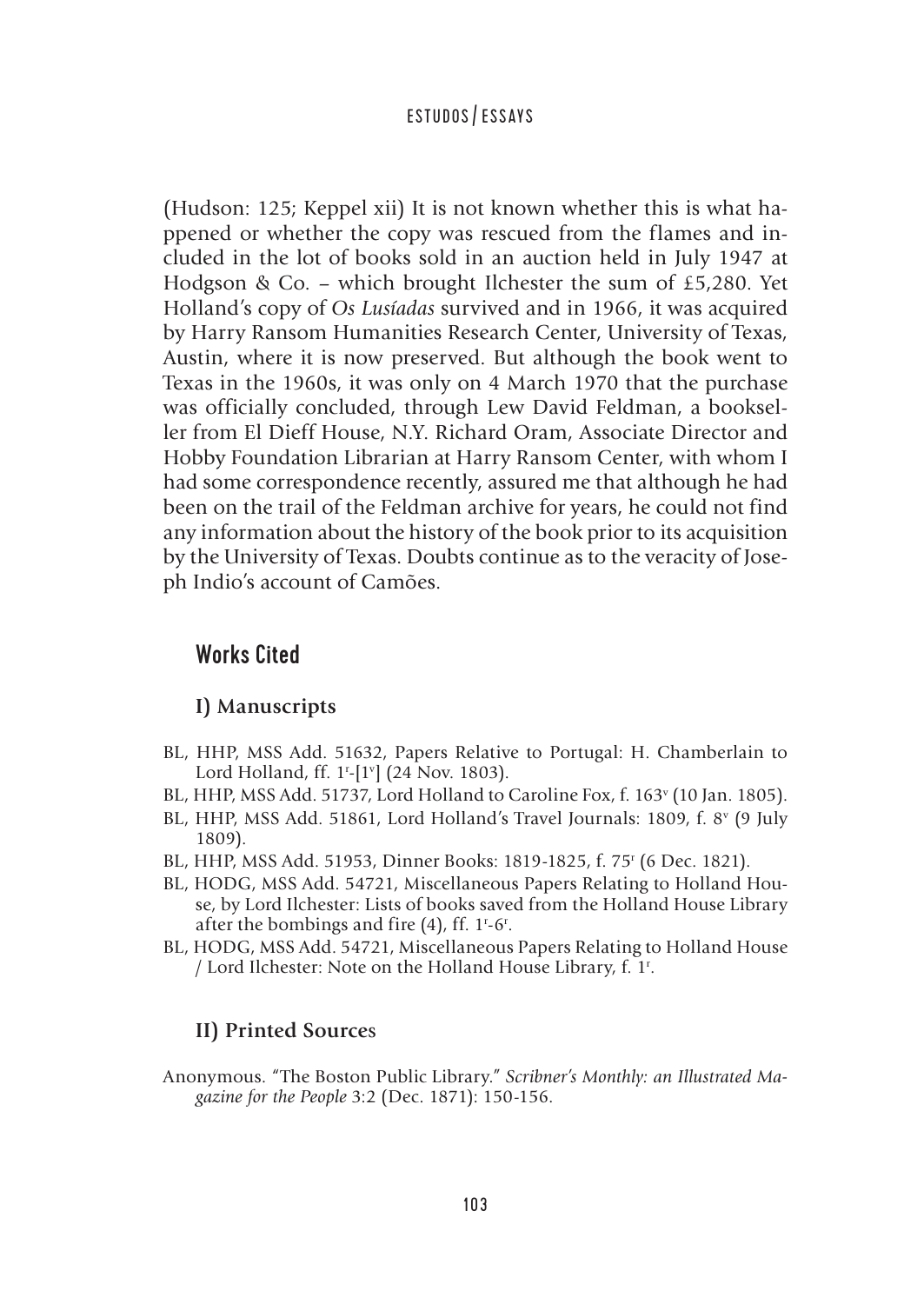(Hudson: 125; Keppel xii) It is not known whether this is what happened or whether the copy was rescued from the flames and included in the lot of books sold in an auction held in July 1947 at Hodgson & Co. – which brought Ilchester the sum of £5,280. Yet Holland's copy of *Os Lusíadas* survived and in 1966, it was acquired by Harry Ransom Humanities Research Center, University of Texas, Austin, where it is now preserved. But although the book went to Texas in the 1960s, it was only on 4 March 1970 that the purchase was officially concluded, through Lew David Feldman, a bookseller from El Dieff House, N.Y. Richard Oram, Associate Director and Hobby Foundation Librarian at Harry Ransom Center, with whom I had some correspondence recently, assured me that although he had been on the trail of the Feldman archive for years, he could not find any information about the history of the book prior to its acquisition by the University of Texas. Doubts continue as to the veracity of Joseph Indio's account of Camões.

## Works Cited

### I) Manuscripts

BL, HHP, MSS Add. 51632, Papers Relative to Portugal: H. Chamberlain to Lord Holland, ff. 1r-[1v] (24 Nov. 1803).

BL, HHP, MSS Add. 51737, Lord Holland to Caroline Fox, f. 163v (10 Jan. 1805).

BL, HHP, MSS Add. 51861, Lord Holland's Travel Journals: 1809, f. 8v (9 July 1809).

BL, HHP, MSS Add. 51953, Dinner Books: 1819-1825, f. 75r (6 Dec. 1821).

BL, HODG, MSS Add. 54721, Miscellaneous Papers Relating to Holland House, by Lord Ilchester: Lists of books saved from the Holland House Library after the bombings and fire (4), ff. 1r-6r.

BL, HODG, MSS Add. 54721, Miscellaneous Papers Relating to Holland House / Lord Ilchester: Note on the Holland House Library, f. 1r.

### II) Printed Sources

Anonymous. "The Boston Public Library." *Scribner's Monthly: an Illustrated Magazine for the People* 3:2 (Dec. 1871): 150-156.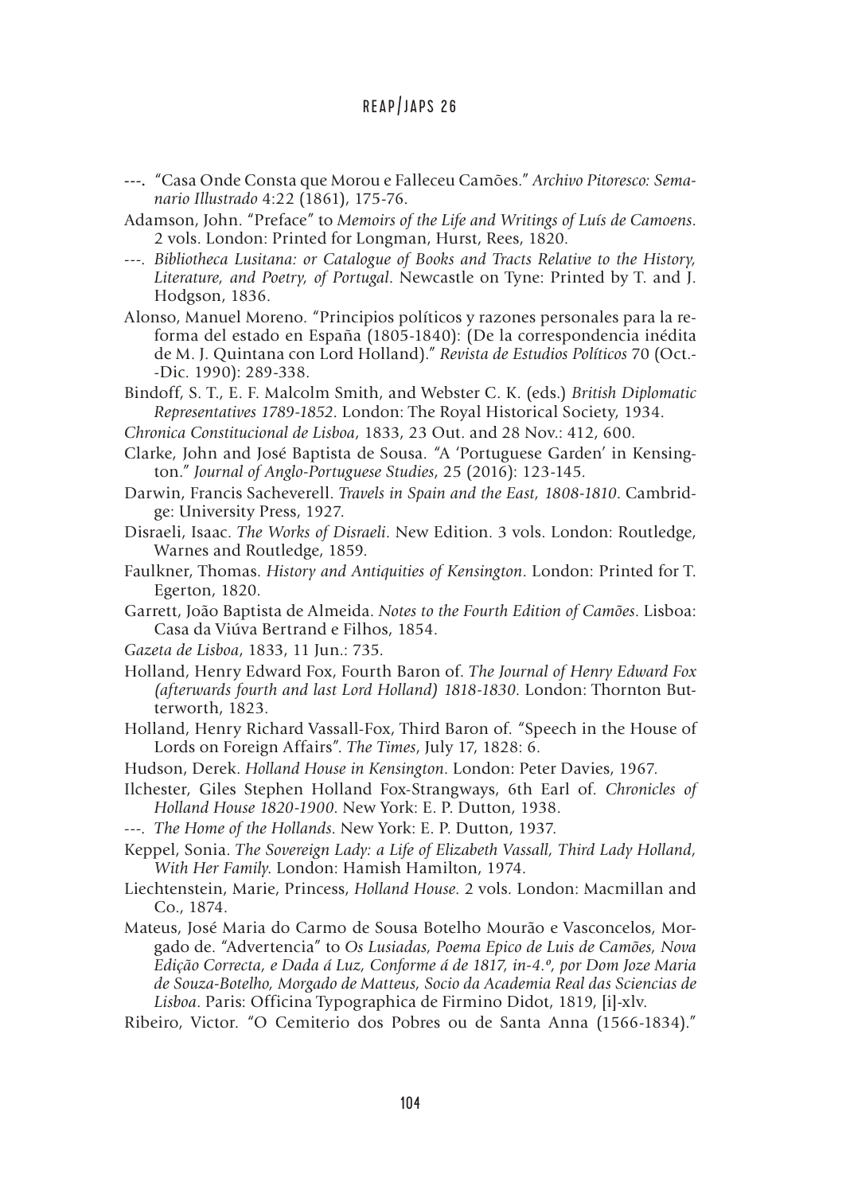---. "Casa Onde Consta que Morou e Falleceu Camões." *Archivo Pitoresco: Semanario Illustrado* 4:22 (1861), 175-76.

Adamson, John. "Preface" to *Memoirs of the Life and Writings of Luís de Camoens*. 2 vols. London: Printed for Longman, Hurst, Rees, 1820.

---. *Bibliotheca Lusitana: or Catalogue of Books and Tracts Relative to the History, Literature, and Poetry, of Portugal*. Newcastle on Tyne: Printed by T. and J. Hodgson, 1836.

Alonso, Manuel Moreno. "Principios políticos y razones personales para la reforma del estado en España (1805-1840): (De la correspondencia inédita de M. J. Quintana con Lord Holland)." *Revista de Estudios Políticos* 70 (Oct.-Dic. 1990): 289-338.

Bindoff, S. T., E. F. Malcolm Smith, and Webster C. K. (eds.) *British Diplomatic Representatives 1789-1852*. London: The Royal Historical Society, 1934.

*Chronica Constitucional de Lisboa*, 1833, 23 Out. and 28 Nov.: 412, 600.

Clarke, John and José Baptista de Sousa. "A 'Portuguese Garden' in Kensington." *Journal of Anglo-Portuguese Studies*, 25 (2016): 123-145.

Darwin, Francis Sacheverell. *Travels in Spain and the East, 1808-1810*. Cambridge: University Press, 1927.

Disraeli, Isaac. *The Works of Disraeli*. New Edition. 3 vols. London: Routledge, Warnes and Routledge, 1859.

Faulkner, Thomas. *History and Antiquities of Kensington*. London: Printed for T. Egerton, 1820.

Garrett, João Baptista de Almeida. *Notes to the Fourth Edition of Camões*. Lisboa: Casa da Viúva Bertrand e Filhos, 1854.

*Gazeta de Lisboa*, 1833, 11 Jun.: 735.

Holland, Henry Edward Fox, Fourth Baron of. *The Journal of Henry Edward Fox (afterwards fourth and last Lord Holland) 1818-1830*. London: Thornton Butterworth, 1823.

Holland, Henry Richard Vassall-Fox, Third Baron of. "Speech in the House of Lords on Foreign Affairs". *The Times*, July 17, 1828: 6.

Hudson, Derek. *Holland House in Kensington*. London: Peter Davies, 1967.

Ilchester, Giles Stephen Holland Fox-Strangways, 6th Earl of. *Chronicles of Holland House 1820-1900*. New York: E. P. Dutton, 1938.

---. *The Home of the Hollands*. New York: E. P. Dutton, 1937.

Keppel, Sonia. *The Sovereign Lady: a Life of Elizabeth Vassall, Third Lady Holland, With Her Family*. London: Hamish Hamilton, 1974.

Liechtenstein, Marie, Princess, *Holland House*. 2 vols. London: Macmillan and Co., 1874.

Mateus, José Maria do Carmo de Sousa Botelho Mourão e Vasconcelos, Morgado de. "Advertencia" to *Os Lusiadas, Poema Epico de Luis de Camões, Nova Edição Correcta, e Dada á Luz, Conforme á de 1817, in-4.º, por Dom Joze Maria de Souza-Botelho, Morgado de Matteus, Socio da Academia Real das Sciencias de Lisboa*. Paris: Officina Typographica de Firmino Didot, 1819, [i]-xlv.

Ribeiro, Victor. "O Cemiterio dos Pobres ou de Santa Anna (1566-1834)."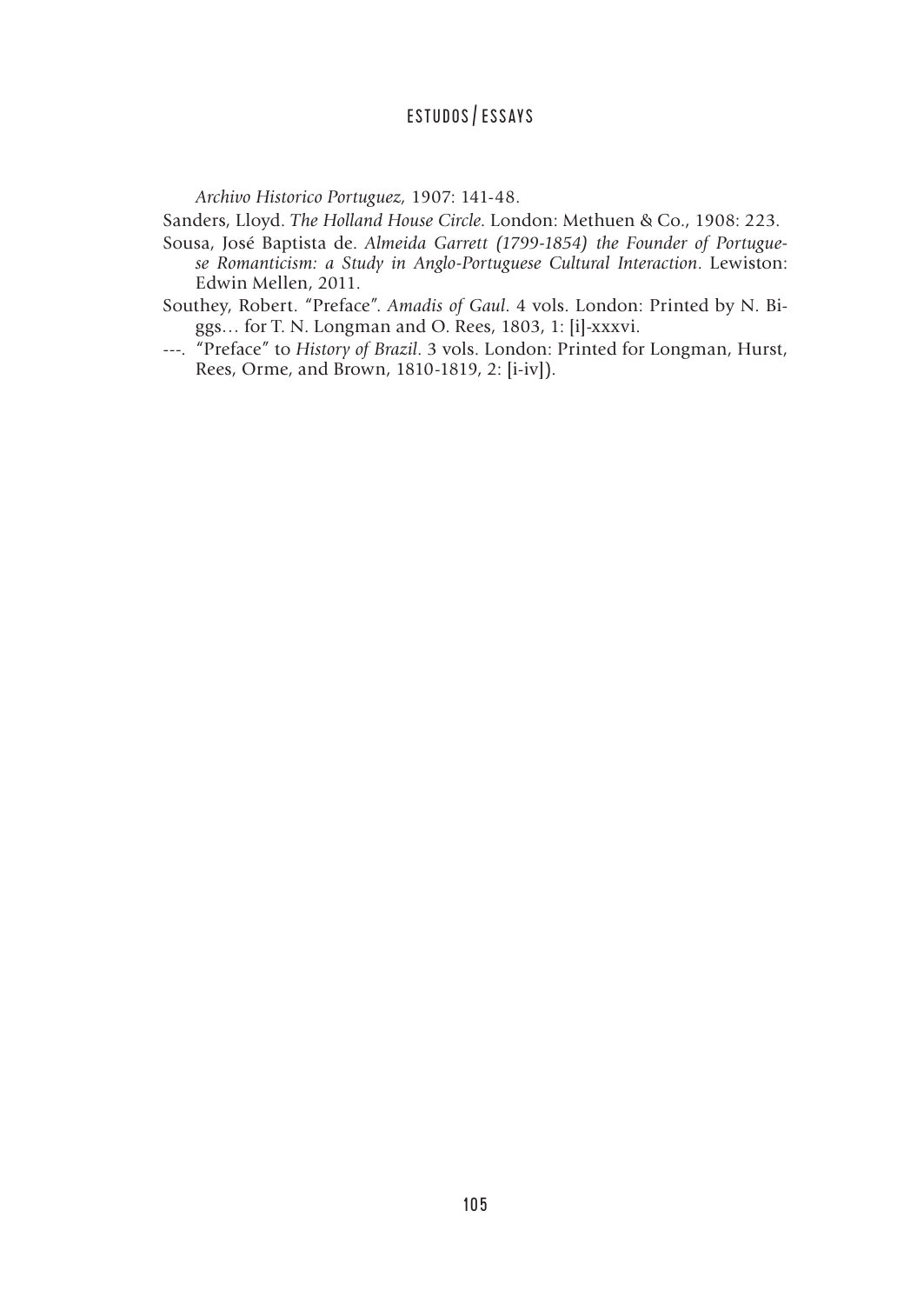*Archivo Historico Portuguez,* 1907: 141-48.

Sanders, Lloyd. *The Holland House Circle.* London: Methuen & Co., 1908: 223.

Sousa, José Baptista de. *Almeida Garrett (1799-1854) the Founder of Portuguese Romanticism: a Study in Anglo-Portuguese Cultural Interaction*. Lewiston: Edwin Mellen, 2011.

Southey, Robert. "Preface". *Amadis of Gaul*. 4 vols. London: Printed by N. Biggs… for T. N. Longman and O. Rees, 1803, 1: [i]-xxxvi.

---. "Preface" to *History of Brazil*. 3 vols. London: Printed for Longman, Hurst, Rees, Orme, and Brown, 1810-1819, 2: [i-iv]).